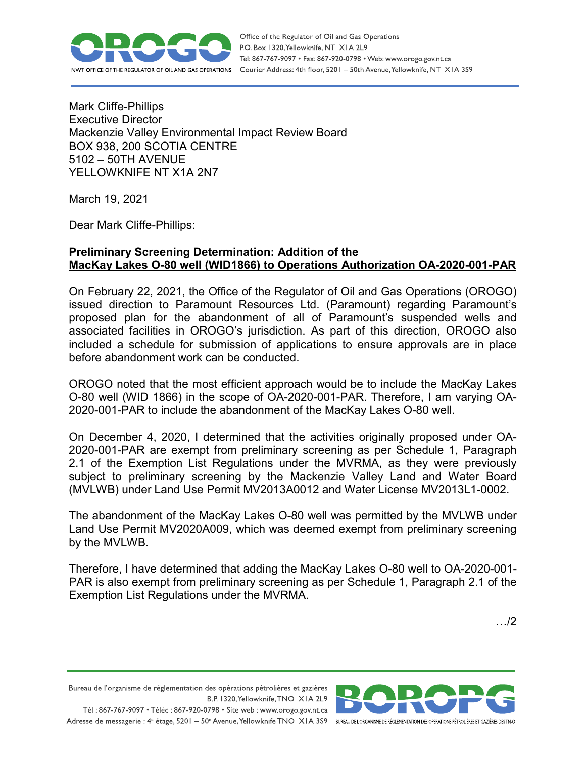Mark Cliffe-Phillips
Executive Director
Mackenzie Valley Environmental Impact Review Board
BOX 938, 200 SCOTIA CENTRE
5102 – 50TH AVENUE
YELLOWKNIFE NT X1A 2N7

March 19, 2021

Dear Mark Cliffe-Phillips:

**Preliminary Screening Determination: Addition of the**
**MacKay Lakes O-80 well (WID1866) to Operations Authorization OA-2020-001-PAR**

On February 22, 2021, the Office of the Regulator of Oil and Gas Operations (OROGO) issued direction to Paramount Resources Ltd. (Paramount) regarding Paramount's proposed plan for the abandonment of all of Paramount's suspended wells and associated facilities in OROGO's jurisdiction. As part of this direction, OROGO also included a schedule for submission of applications to ensure approvals are in place before abandonment work can be conducted.

OROGO noted that the most efficient approach would be to include the MacKay Lakes O-80 well (WID 1866) in the scope of OA-2020-001-PAR. Therefore, I am varying OA-2020-001-PAR to include the abandonment of the MacKay Lakes O-80 well.

On December 4, 2020, I determined that the activities originally proposed under OA-2020-001-PAR are exempt from preliminary screening as per Schedule 1, Paragraph 2.1 of the Exemption List Regulations under the MVRMA, as they were previously subject to preliminary screening by the Mackenzie Valley Land and Water Board (MVLWB) under Land Use Permit MV2013A0012 and Water License MV2013L1-0002.

The abandonment of the MacKay Lakes O-80 well was permitted by the MVLWB under Land Use Permit MV2020A009, which was deemed exempt from preliminary screening by the MVLWB.

Therefore, I have determined that adding the MacKay Lakes O-80 well to OA-2020-001-PAR is also exempt from preliminary screening as per Schedule 1, Paragraph 2.1 of the Exemption List Regulations under the MVRMA.

…/2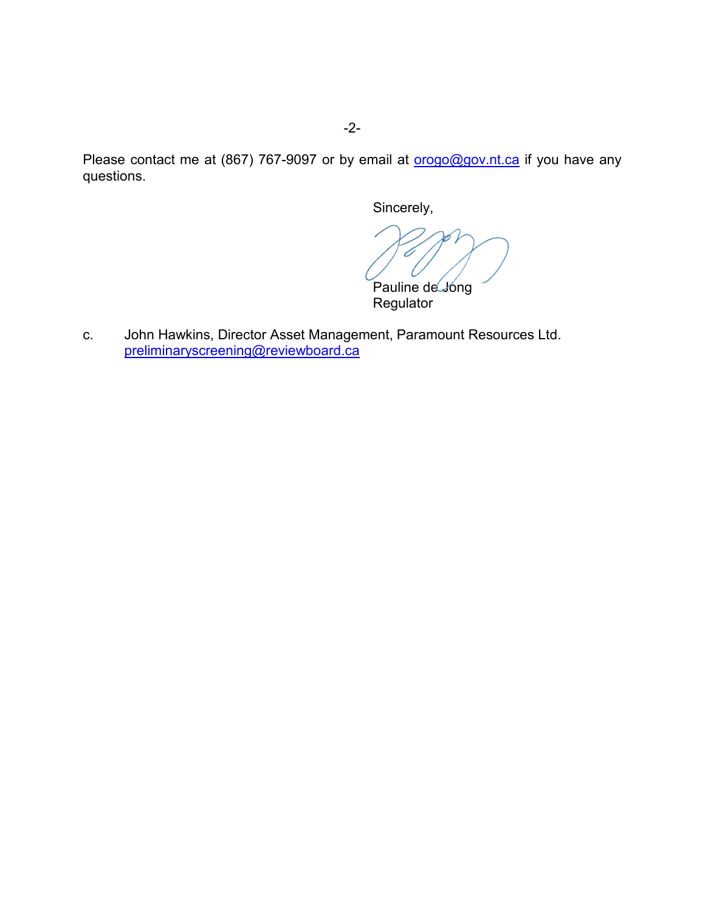Please contact me at (867) 767-9097 or by email at orogo@gov.nt.ca if you have any questions.

Sincerely,

Pauline de Jong
Regulator

c. John Hawkins, Director Asset Management, Paramount Resources Ltd.
preliminaryscreening@reviewboard.ca